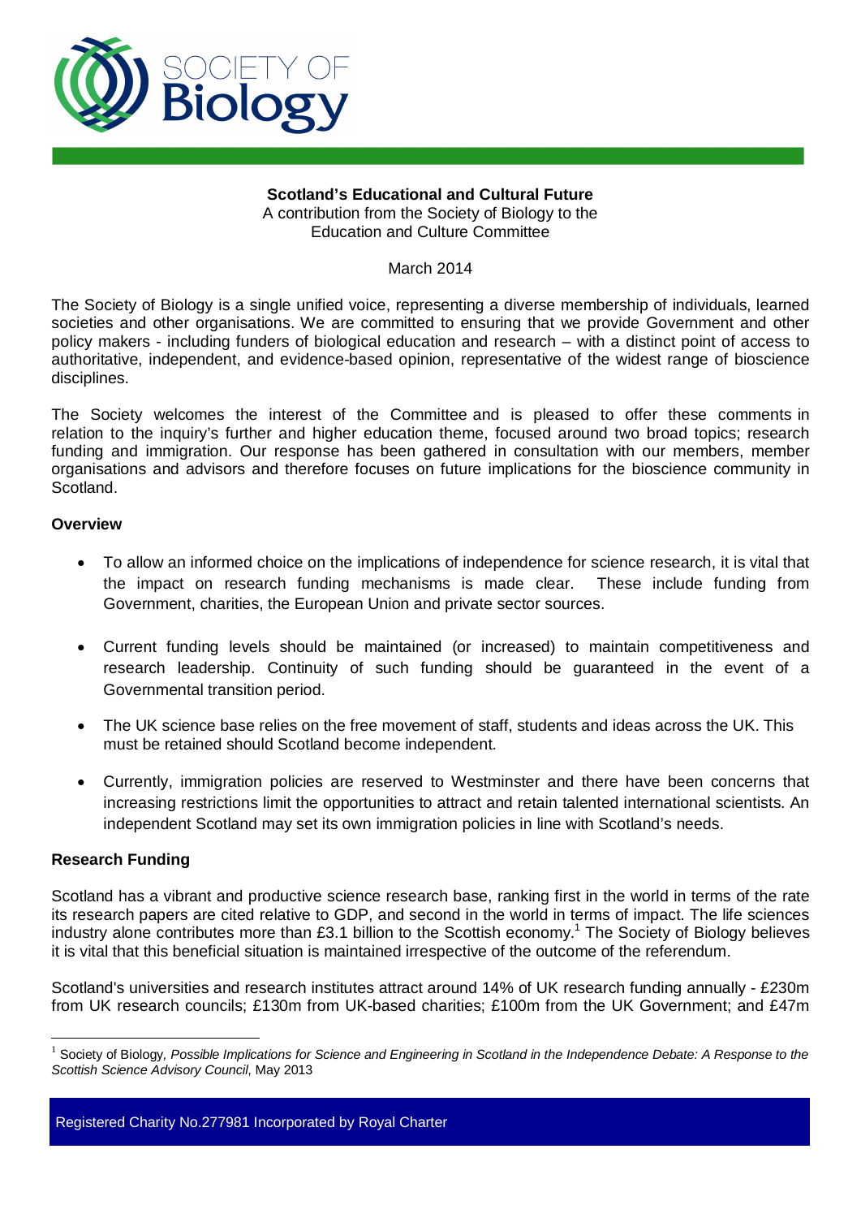**Scotland's Educational and Cultural Future**

A contribution from the Society of Biology to the Education and Culture Committee

March 2014

The Society of Biology is a single unified voice, representing a diverse membership of individuals, learned societies and other organisations. We are committed to ensuring that we provide Government and other policy makers - including funders of biological education and research – with a distinct point of access to authoritative, independent, and evidence-based opinion, representative of the widest range of bioscience disciplines.

The Society welcomes the interest of the Committee and is pleased to offer these comments in relation to the inquiry's further and higher education theme, focused around two broad topics; research funding and immigration. Our response has been gathered in consultation with our members, member organisations and advisors and therefore focuses on future implications for the bioscience community in Scotland.

## Overview

- To allow an informed choice on the implications of independence for science research, it is vital that the impact on research funding mechanisms is made clear. These include funding from Government, charities, the European Union and private sector sources.
- Current funding levels should be maintained (or increased) to maintain competitiveness and research leadership. Continuity of such funding should be guaranteed in the event of a Governmental transition period.
- The UK science base relies on the free movement of staff, students and ideas across the UK. This must be retained should Scotland become independent.
- Currently, immigration policies are reserved to Westminster and there have been concerns that increasing restrictions limit the opportunities to attract and retain talented international scientists. An independent Scotland may set its own immigration policies in line with Scotland's needs.

## Research Funding

Scotland has a vibrant and productive science research base, ranking first in the world in terms of the rate its research papers are cited relative to GDP, and second in the world in terms of impact. The life sciences industry alone contributes more than £3.1 billion to the Scottish economy.[1] The Society of Biology believes it is vital that this beneficial situation is maintained irrespective of the outcome of the referendum.

Scotland's universities and research institutes attract around 14% of UK research funding annually - £230m from UK research councils; £130m from UK-based charities; £100m from the UK Government; and £47m

[1] Society of Biology, *Possible Implications for Science and Engineering in Scotland in the Independence Debate: A Response to the Scottish Science Advisory Council*, May 2013

Registered Charity No.277981 Incorporated by Royal Charter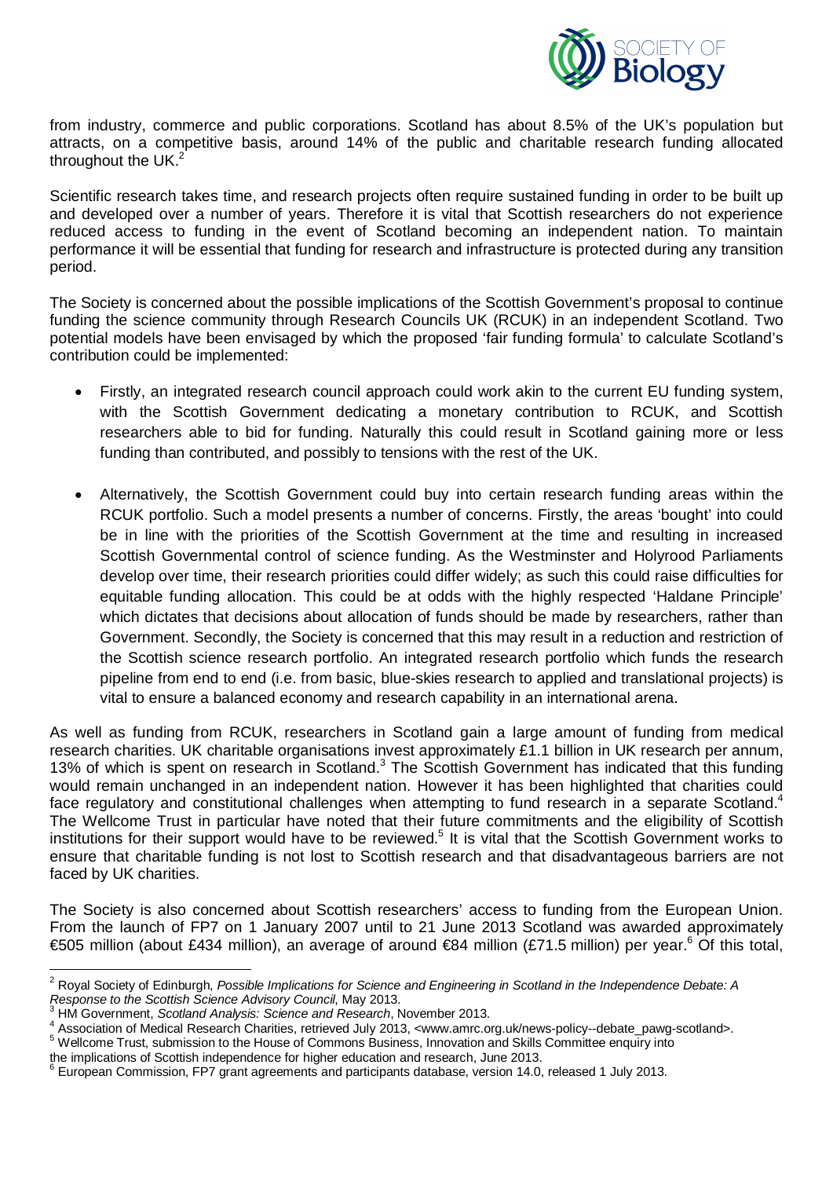from industry, commerce and public corporations. Scotland has about 8.5% of the UK's population but attracts, on a competitive basis, around 14% of the public and charitable research funding allocated throughout the UK.[2]

Scientific research takes time, and research projects often require sustained funding in order to be built up and developed over a number of years. Therefore it is vital that Scottish researchers do not experience reduced access to funding in the event of Scotland becoming an independent nation. To maintain performance it will be essential that funding for research and infrastructure is protected during any transition period.

The Society is concerned about the possible implications of the Scottish Government's proposal to continue funding the science community through Research Councils UK (RCUK) in an independent Scotland. Two potential models have been envisaged by which the proposed 'fair funding formula' to calculate Scotland's contribution could be implemented:

- Firstly, an integrated research council approach could work akin to the current EU funding system, with the Scottish Government dedicating a monetary contribution to RCUK, and Scottish researchers able to bid for funding. Naturally this could result in Scotland gaining more or less funding than contributed, and possibly to tensions with the rest of the UK.

- Alternatively, the Scottish Government could buy into certain research funding areas within the RCUK portfolio. Such a model presents a number of concerns. Firstly, the areas 'bought' into could be in line with the priorities of the Scottish Government at the time and resulting in increased Scottish Governmental control of science funding. As the Westminster and Holyrood Parliaments develop over time, their research priorities could differ widely; as such this could raise difficulties for equitable funding allocation. This could be at odds with the highly respected 'Haldane Principle' which dictates that decisions about allocation of funds should be made by researchers, rather than Government. Secondly, the Society is concerned that this may result in a reduction and restriction of the Scottish science research portfolio. An integrated research portfolio which funds the research pipeline from end to end (i.e. from basic, blue-skies research to applied and translational projects) is vital to ensure a balanced economy and research capability in an international arena.

As well as funding from RCUK, researchers in Scotland gain a large amount of funding from medical research charities. UK charitable organisations invest approximately £1.1 billion in UK research per annum, 13% of which is spent on research in Scotland.[3] The Scottish Government has indicated that this funding would remain unchanged in an independent nation. However it has been highlighted that charities could face regulatory and constitutional challenges when attempting to fund research in a separate Scotland.[4] The Wellcome Trust in particular have noted that their future commitments and the eligibility of Scottish institutions for their support would have to be reviewed.[5] It is vital that the Scottish Government works to ensure that charitable funding is not lost to Scottish research and that disadvantageous barriers are not faced by UK charities.

The Society is also concerned about Scottish researchers' access to funding from the European Union. From the launch of FP7 on 1 January 2007 until to 21 June 2013 Scotland was awarded approximately €505 million (about £434 million), an average of around €84 million (£71.5 million) per year.[6] Of this total,

---

[2] Royal Society of Edinburgh, *Possible Implications for Science and Engineering in Scotland in the Independence Debate: A Response to the Scottish Science Advisory Council*, May 2013.

[3] HM Government, *Scotland Analysis: Science and Research*, November 2013.

[4] Association of Medical Research Charities, retrieved July 2013, <www.amrc.org.uk/news-policy--debate_pawg-scotland>.

[5] Wellcome Trust, submission to the House of Commons Business, Innovation and Skills Committee enquiry into the implications of Scottish independence for higher education and research, June 2013.

[6] European Commission, FP7 grant agreements and participants database, version 14.0, released 1 July 2013.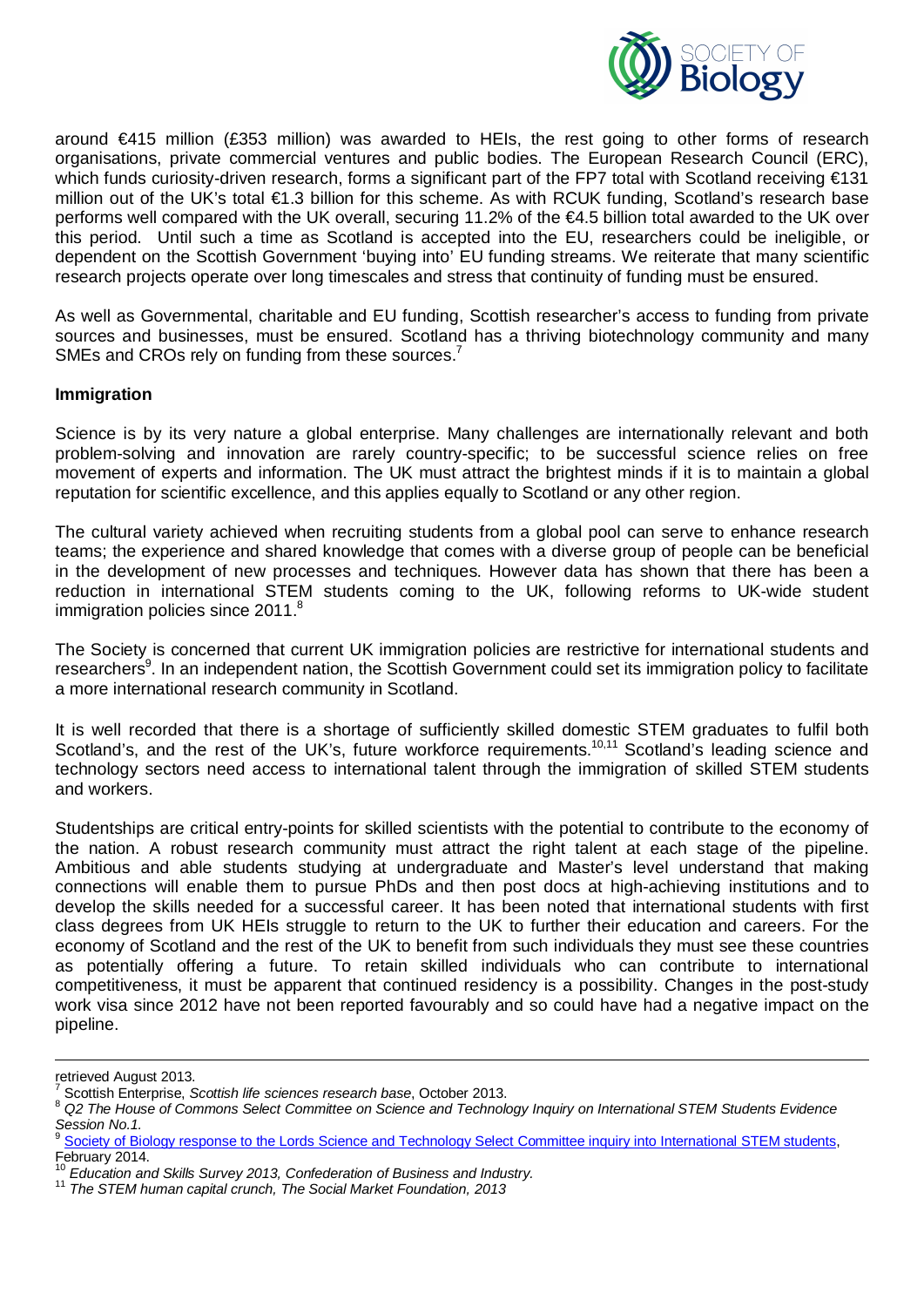around €415 million (£353 million) was awarded to HEIs, the rest going to other forms of research organisations, private commercial ventures and public bodies. The European Research Council (ERC), which funds curiosity-driven research, forms a significant part of the FP7 total with Scotland receiving €131 million out of the UK's total €1.3 billion for this scheme. As with RCUK funding, Scotland's research base performs well compared with the UK overall, securing 11.2% of the €4.5 billion total awarded to the UK over this period. Until such a time as Scotland is accepted into the EU, researchers could be ineligible, or dependent on the Scottish Government 'buying into' EU funding streams. We reiterate that many scientific research projects operate over long timescales and stress that continuity of funding must be ensured.

As well as Governmental, charitable and EU funding, Scottish researcher's access to funding from private sources and businesses, must be ensured. Scotland has a thriving biotechnology community and many SMEs and CROs rely on funding from these sources.[7]

**Immigration**

Science is by its very nature a global enterprise. Many challenges are internationally relevant and both problem-solving and innovation are rarely country-specific; to be successful science relies on free movement of experts and information. The UK must attract the brightest minds if it is to maintain a global reputation for scientific excellence, and this applies equally to Scotland or any other region.

The cultural variety achieved when recruiting students from a global pool can serve to enhance research teams; the experience and shared knowledge that comes with a diverse group of people can be beneficial in the development of new processes and techniques. However data has shown that there has been a reduction in international STEM students coming to the UK, following reforms to UK-wide student immigration policies since 2011.[8]

The Society is concerned that current UK immigration policies are restrictive for international students and researchers[9]. In an independent nation, the Scottish Government could set its immigration policy to facilitate a more international research community in Scotland.

It is well recorded that there is a shortage of sufficiently skilled domestic STEM graduates to fulfil both Scotland's, and the rest of the UK's, future workforce requirements.[10,11] Scotland's leading science and technology sectors need access to international talent through the immigration of skilled STEM students and workers.

Studentships are critical entry-points for skilled scientists with the potential to contribute to the economy of the nation. A robust research community must attract the right talent at each stage of the pipeline. Ambitious and able students studying at undergraduate and Master's level understand that making connections will enable them to pursue PhDs and then post docs at high-achieving institutions and to develop the skills needed for a successful career. It has been noted that international students with first class degrees from UK HEIs struggle to return to the UK to further their education and careers. For the economy of Scotland and the rest of the UK to benefit from such individuals they must see these countries as potentially offering a future. To retain skilled individuals who can contribute to international competitiveness, it must be apparent that continued residency is a possibility. Changes in the post-study work visa since 2012 have not been reported favourably and so could have had a negative impact on the pipeline.

---

retrieved August 2013.

[7] Scottish Enterprise, *Scottish life sciences research base*, October 2013.

[8] *Q2 The House of Commons Select Committee on Science and Technology Inquiry on International STEM Students Evidence Session No.1.*

[9] Society of Biology response to the Lords Science and Technology Select Committee inquiry into International STEM students, February 2014.

[10] *Education and Skills Survey 2013, Confederation of Business and Industry.*

[11] *The STEM human capital crunch, The Social Market Foundation, 2013*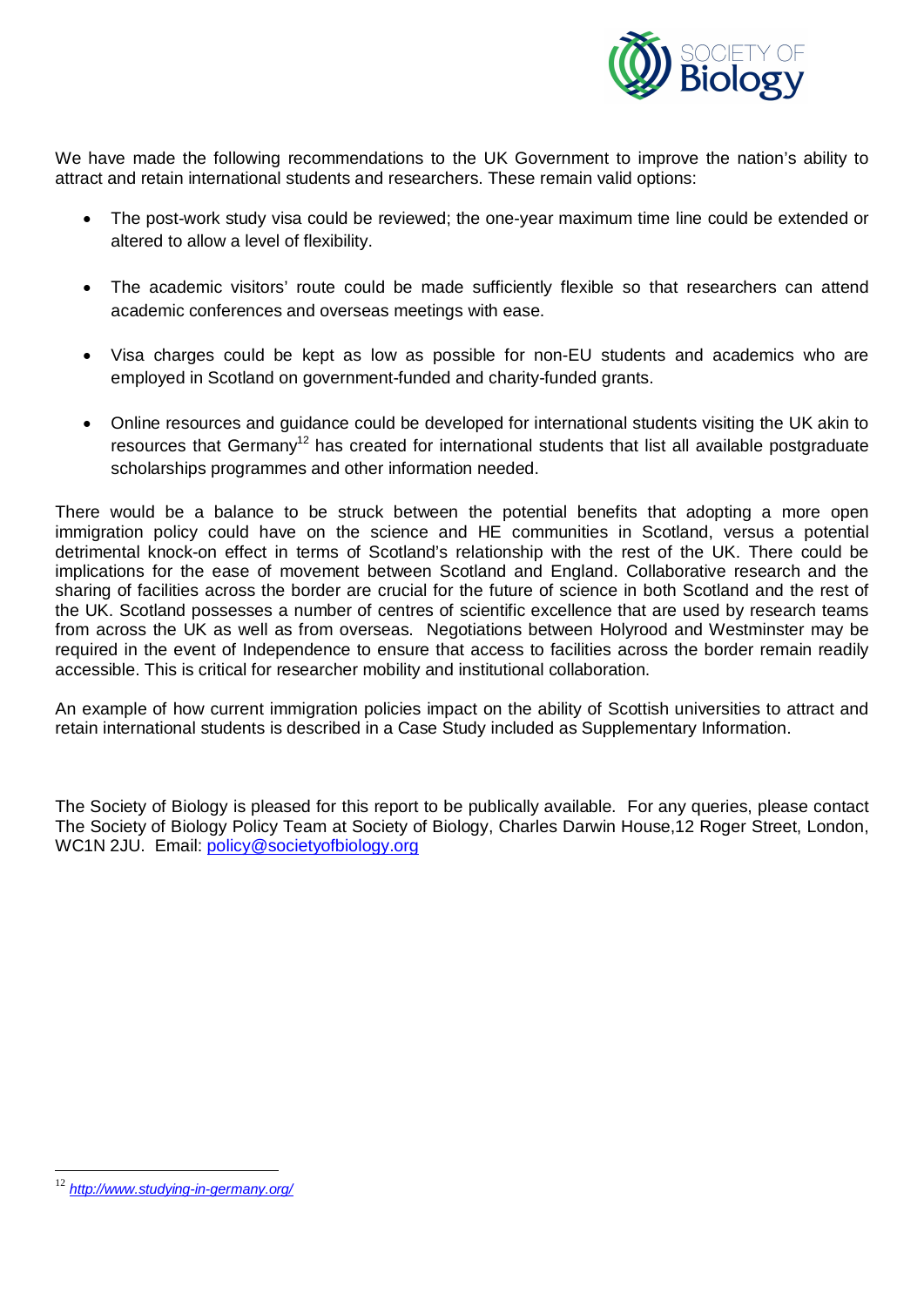We have made the following recommendations to the UK Government to improve the nation's ability to attract and retain international students and researchers. These remain valid options:

- The post-work study visa could be reviewed; the one-year maximum time line could be extended or altered to allow a level of flexibility.
- The academic visitors' route could be made sufficiently flexible so that researchers can attend academic conferences and overseas meetings with ease.
- Visa charges could be kept as low as possible for non-EU students and academics who are employed in Scotland on government-funded and charity-funded grants.
- Online resources and guidance could be developed for international students visiting the UK akin to resources that Germany[12] has created for international students that list all available postgraduate scholarships programmes and other information needed.

There would be a balance to be struck between the potential benefits that adopting a more open immigration policy could have on the science and HE communities in Scotland, versus a potential detrimental knock-on effect in terms of Scotland's relationship with the rest of the UK. There could be implications for the ease of movement between Scotland and England. Collaborative research and the sharing of facilities across the border are crucial for the future of science in both Scotland and the rest of the UK. Scotland possesses a number of centres of scientific excellence that are used by research teams from across the UK as well as from overseas. Negotiations between Holyrood and Westminster may be required in the event of Independence to ensure that access to facilities across the border remain readily accessible. This is critical for researcher mobility and institutional collaboration.

An example of how current immigration policies impact on the ability of Scottish universities to attract and retain international students is described in a Case Study included as Supplementary Information.

The Society of Biology is pleased for this report to be publically available. For any queries, please contact The Society of Biology Policy Team at Society of Biology, Charles Darwin House,12 Roger Street, London, WC1N 2JU. Email: policy@societyofbiology.org

[12] *http://www.studying-in-germany.org/*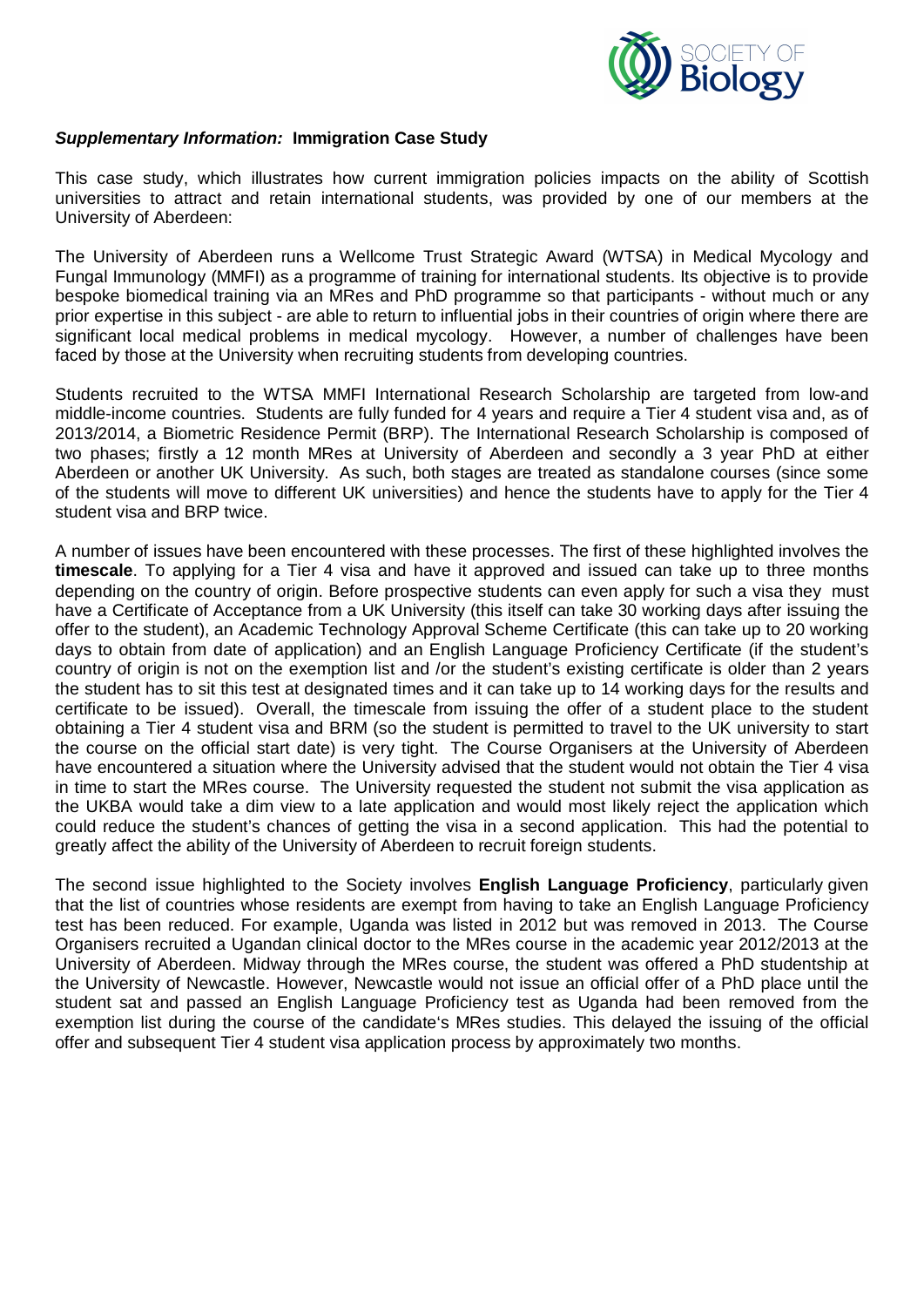***Supplementary Information:*** **Immigration Case Study**

This case study, which illustrates how current immigration policies impacts on the ability of Scottish universities to attract and retain international students, was provided by one of our members at the University of Aberdeen:

The University of Aberdeen runs a Wellcome Trust Strategic Award (WTSA) in Medical Mycology and Fungal Immunology (MMFI) as a programme of training for international students. Its objective is to provide bespoke biomedical training via an MRes and PhD programme so that participants - without much or any prior expertise in this subject - are able to return to influential jobs in their countries of origin where there are significant local medical problems in medical mycology. However, a number of challenges have been faced by those at the University when recruiting students from developing countries.

Students recruited to the WTSA MMFI International Research Scholarship are targeted from low-and middle-income countries. Students are fully funded for 4 years and require a Tier 4 student visa and, as of 2013/2014, a Biometric Residence Permit (BRP). The International Research Scholarship is composed of two phases; firstly a 12 month MRes at University of Aberdeen and secondly a 3 year PhD at either Aberdeen or another UK University. As such, both stages are treated as standalone courses (since some of the students will move to different UK universities) and hence the students have to apply for the Tier 4 student visa and BRP twice.

A number of issues have been encountered with these processes. The first of these highlighted involves the **timescale**. To applying for a Tier 4 visa and have it approved and issued can take up to three months depending on the country of origin. Before prospective students can even apply for such a visa they must have a Certificate of Acceptance from a UK University (this itself can take 30 working days after issuing the offer to the student), an Academic Technology Approval Scheme Certificate (this can take up to 20 working days to obtain from date of application) and an English Language Proficiency Certificate (if the student's country of origin is not on the exemption list and /or the student's existing certificate is older than 2 years the student has to sit this test at designated times and it can take up to 14 working days for the results and certificate to be issued). Overall, the timescale from issuing the offer of a student place to the student obtaining a Tier 4 student visa and BRM (so the student is permitted to travel to the UK university to start the course on the official start date) is very tight. The Course Organisers at the University of Aberdeen have encountered a situation where the University advised that the student would not obtain the Tier 4 visa in time to start the MRes course. The University requested the student not submit the visa application as the UKBA would take a dim view to a late application and would most likely reject the application which could reduce the student's chances of getting the visa in a second application. This had the potential to greatly affect the ability of the University of Aberdeen to recruit foreign students.

The second issue highlighted to the Society involves **English Language Proficiency**, particularly given that the list of countries whose residents are exempt from having to take an English Language Proficiency test has been reduced. For example, Uganda was listed in 2012 but was removed in 2013. The Course Organisers recruited a Ugandan clinical doctor to the MRes course in the academic year 2012/2013 at the University of Aberdeen. Midway through the MRes course, the student was offered a PhD studentship at the University of Newcastle. However, Newcastle would not issue an official offer of a PhD place until the student sat and passed an English Language Proficiency test as Uganda had been removed from the exemption list during the course of the candidate's MRes studies. This delayed the issuing of the official offer and subsequent Tier 4 student visa application process by approximately two months.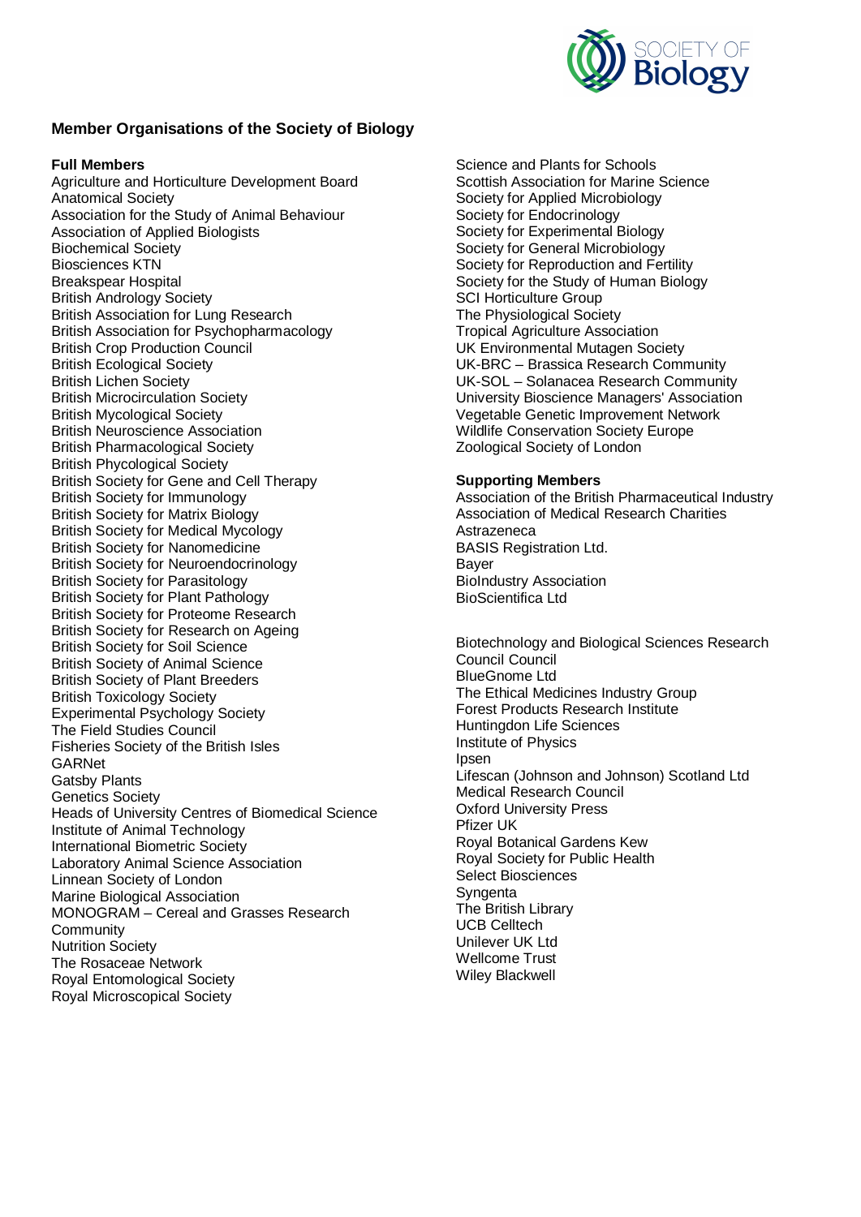## Member Organisations of the Society of Biology

**Full Members**

Agriculture and Horticulture Development Board
Anatomical Society
Association for the Study of Animal Behaviour
Association of Applied Biologists
Biochemical Society
Biosciences KTN
Breakspear Hospital
British Andrology Society
British Association for Lung Research
British Association for Psychopharmacology
British Crop Production Council
British Ecological Society
British Lichen Society
British Microcirculation Society
British Mycological Society
British Neuroscience Association
British Pharmacological Society
British Phycological Society
British Society for Gene and Cell Therapy
British Society for Immunology
British Society for Matrix Biology
British Society for Medical Mycology
British Society for Nanomedicine
British Society for Neuroendocrinology
British Society for Parasitology
British Society for Plant Pathology
British Society for Proteome Research
British Society for Research on Ageing
British Society for Soil Science
British Society of Animal Science
British Society of Plant Breeders
British Toxicology Society
Experimental Psychology Society
The Field Studies Council
Fisheries Society of the British Isles
GARNet
Gatsby Plants
Genetics Society
Heads of University Centres of Biomedical Science
Institute of Animal Technology
International Biometric Society
Laboratory Animal Science Association
Linnean Society of London
Marine Biological Association
MONOGRAM – Cereal and Grasses Research Community
Nutrition Society
The Rosaceae Network
Royal Entomological Society
Royal Microscopical Society
Science and Plants for Schools
Scottish Association for Marine Science
Society for Applied Microbiology
Society for Endocrinology
Society for Experimental Biology
Society for General Microbiology
Society for Reproduction and Fertility
Society for the Study of Human Biology
SCI Horticulture Group
The Physiological Society
Tropical Agriculture Association
UK Environmental Mutagen Society
UK-BRC – Brassica Research Community
UK-SOL – Solanacea Research Community
University Bioscience Managers' Association
Vegetable Genetic Improvement Network
Wildlife Conservation Society Europe
Zoological Society of London

**Supporting Members**

Association of the British Pharmaceutical Industry
Association of Medical Research Charities
Astrazeneca
BASIS Registration Ltd.
Bayer
BioIndustry Association
BioScientifica Ltd

Biotechnology and Biological Sciences Research Council Council
BlueGnome Ltd
The Ethical Medicines Industry Group
Forest Products Research Institute
Huntingdon Life Sciences
Institute of Physics
Ipsen
Lifescan (Johnson and Johnson) Scotland Ltd
Medical Research Council
Oxford University Press
Pfizer UK
Royal Botanical Gardens Kew
Royal Society for Public Health
Select Biosciences
Syngenta
The British Library
UCB Celltech
Unilever UK Ltd
Wellcome Trust
Wiley Blackwell